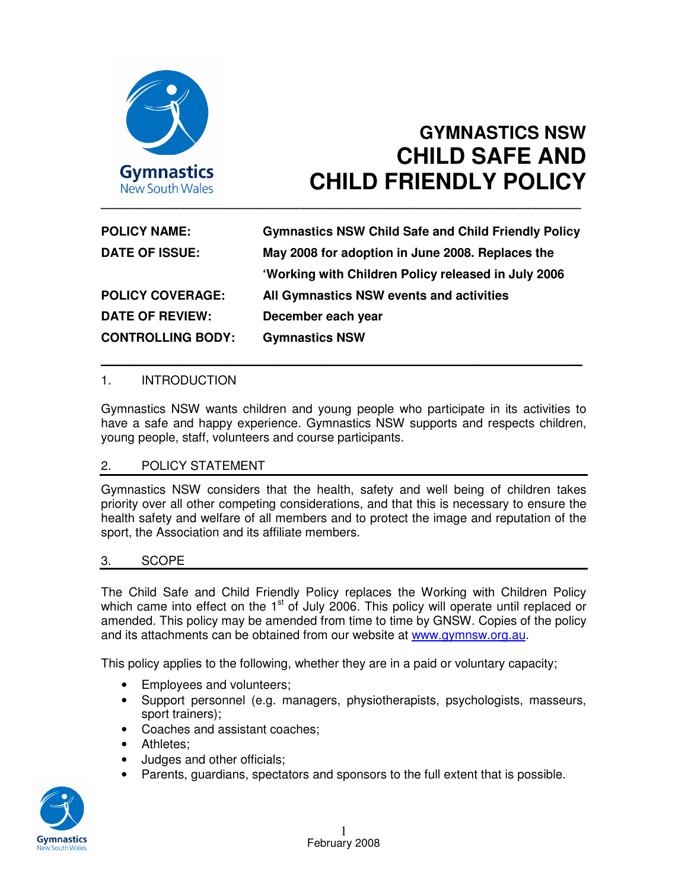# GYMNASTICS NSW
# CHILD SAFE AND CHILD FRIENDLY POLICY

| | |
|---|---|
| **POLICY NAME:** | **Gymnastics NSW Child Safe and Child Friendly Policy** |
| **DATE OF ISSUE:** | **May 2008 for adoption in June 2008. Replaces the 'Working with Children Policy released in July 2006** |
| **POLICY COVERAGE:** | **All Gymnastics NSW events and activities** |
| **DATE OF REVIEW:** | **December each year** |
| **CONTROLLING BODY:** | **Gymnastics NSW** |

## 1. INTRODUCTION

Gymnastics NSW wants children and young people who participate in its activities to have a safe and happy experience. Gymnastics NSW supports and respects children, young people, staff, volunteers and course participants.

## 2. POLICY STATEMENT

Gymnastics NSW considers that the health, safety and well being of children takes priority over all other competing considerations, and that this is necessary to ensure the health safety and welfare of all members and to protect the image and reputation of the sport, the Association and its affiliate members.

## 3. SCOPE

The Child Safe and Child Friendly Policy replaces the Working with Children Policy which came into effect on the 1st of July 2006. This policy will operate until replaced or amended. This policy may be amended from time to time by GNSW. Copies of the policy and its attachments can be obtained from our website at www.gymnsw.org.au.

This policy applies to the following, whether they are in a paid or voluntary capacity;

- Employees and volunteers;
- Support personnel (e.g. managers, physiotherapists, psychologists, masseurs, sport trainers);
- Coaches and assistant coaches;
- Athletes;
- Judges and other officials;
- Parents, guardians, spectators and sponsors to the full extent that is possible.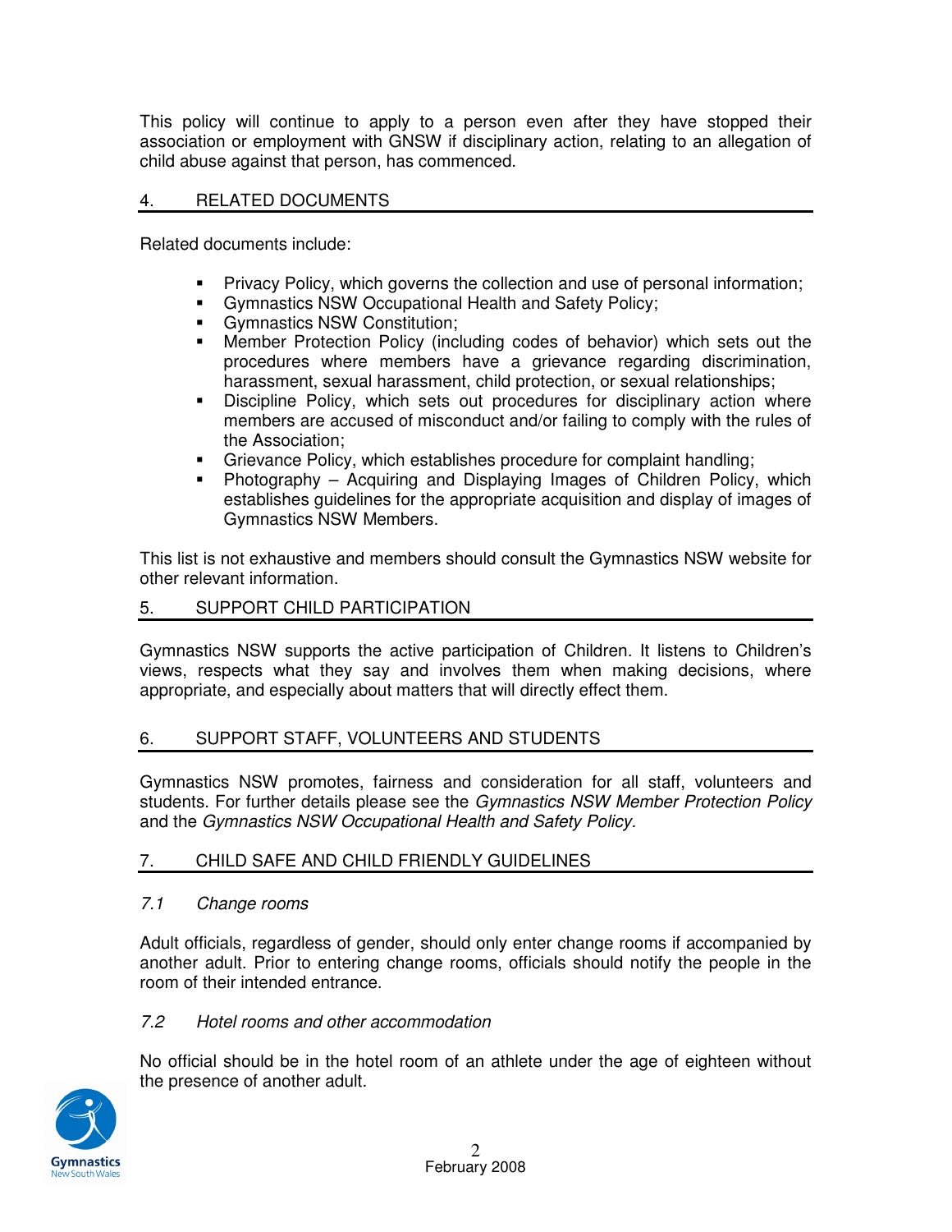This policy will continue to apply to a person even after they have stopped their association or employment with GNSW if disciplinary action, relating to an allegation of child abuse against that person, has commenced.

## 4. RELATED DOCUMENTS

Related documents include:

- Privacy Policy, which governs the collection and use of personal information;
- Gymnastics NSW Occupational Health and Safety Policy;
- Gymnastics NSW Constitution;
- Member Protection Policy (including codes of behavior) which sets out the procedures where members have a grievance regarding discrimination, harassment, sexual harassment, child protection, or sexual relationships;
- Discipline Policy, which sets out procedures for disciplinary action where members are accused of misconduct and/or failing to comply with the rules of the Association;
- Grievance Policy, which establishes procedure for complaint handling;
- Photography – Acquiring and Displaying Images of Children Policy, which establishes guidelines for the appropriate acquisition and display of images of Gymnastics NSW Members.

This list is not exhaustive and members should consult the Gymnastics NSW website for other relevant information.

## 5. SUPPORT CHILD PARTICIPATION

Gymnastics NSW supports the active participation of Children. It listens to Children's views, respects what they say and involves them when making decisions, where appropriate, and especially about matters that will directly effect them.

## 6. SUPPORT STAFF, VOLUNTEERS AND STUDENTS

Gymnastics NSW promotes, fairness and consideration for all staff, volunteers and students. For further details please see the *Gymnastics NSW Member Protection Policy* and the *Gymnastics NSW Occupational Health and Safety Policy.*

## 7. CHILD SAFE AND CHILD FRIENDLY GUIDELINES

### *7.1 Change rooms*

Adult officials, regardless of gender, should only enter change rooms if accompanied by another adult. Prior to entering change rooms, officials should notify the people in the room of their intended entrance.

### *7.2 Hotel rooms and other accommodation*

No official should be in the hotel room of an athlete under the age of eighteen without the presence of another adult.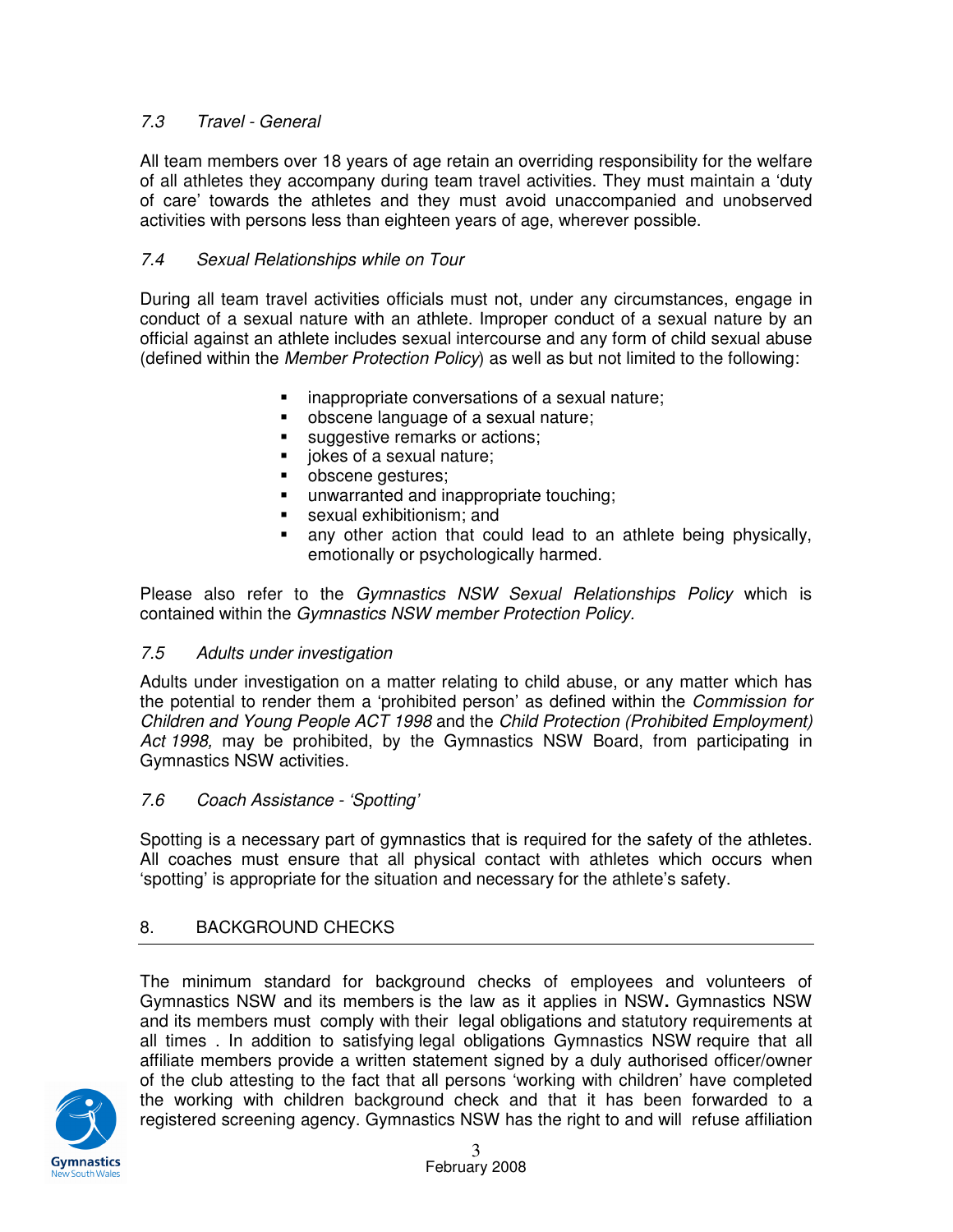### *7.3 Travel - General*

All team members over 18 years of age retain an overriding responsibility for the welfare of all athletes they accompany during team travel activities. They must maintain a 'duty of care' towards the athletes and they must avoid unaccompanied and unobserved activities with persons less than eighteen years of age, wherever possible.

### *7.4 Sexual Relationships while on Tour*

During all team travel activities officials must not, under any circumstances, engage in conduct of a sexual nature with an athlete. Improper conduct of a sexual nature by an official against an athlete includes sexual intercourse and any form of child sexual abuse (defined within the *Member Protection Policy*) as well as but not limited to the following:

- inappropriate conversations of a sexual nature;
- obscene language of a sexual nature;
- suggestive remarks or actions;
- jokes of a sexual nature;
- obscene gestures;
- unwarranted and inappropriate touching;
- sexual exhibitionism; and
- any other action that could lead to an athlete being physically, emotionally or psychologically harmed.

Please also refer to the *Gymnastics NSW Sexual Relationships Policy* which is contained within the *Gymnastics NSW member Protection Policy.*

### *7.5 Adults under investigation*

Adults under investigation on a matter relating to child abuse, or any matter which has the potential to render them a 'prohibited person' as defined within the *Commission for Children and Young People ACT 1998* and the *Child Protection (Prohibited Employment) Act 1998,* may be prohibited, by the Gymnastics NSW Board, from participating in Gymnastics NSW activities.

### *7.6 Coach Assistance - 'Spotting'*

Spotting is a necessary part of gymnastics that is required for the safety of the athletes. All coaches must ensure that all physical contact with athletes which occurs when 'spotting' is appropriate for the situation and necessary for the athlete's safety.

## 8. BACKGROUND CHECKS

The minimum standard for background checks of employees and volunteers of Gymnastics NSW and its members is the law as it applies in NSW**.** Gymnastics NSW and its members must comply with their legal obligations and statutory requirements at all times . In addition to satisfying legal obligations Gymnastics NSW require that all affiliate members provide a written statement signed by a duly authorised officer/owner of the club attesting to the fact that all persons 'working with children' have completed the working with children background check and that it has been forwarded to a registered screening agency. Gymnastics NSW has the right to and will refuse affiliation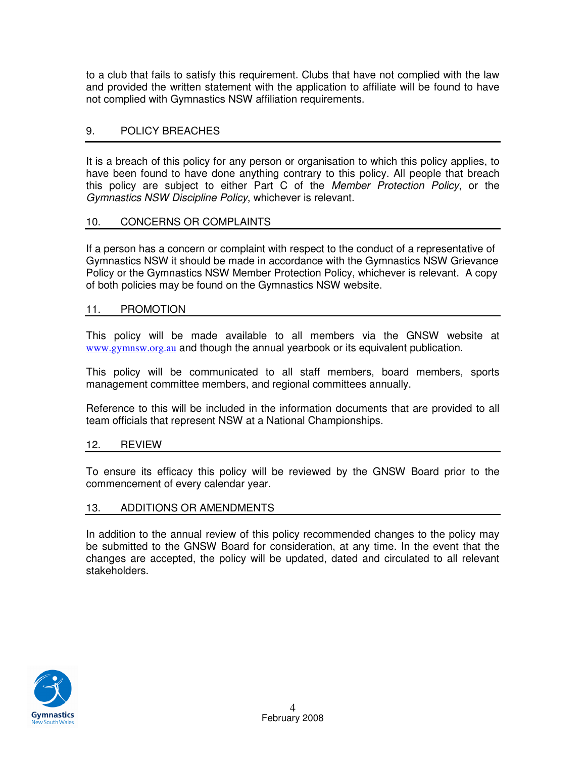to a club that fails to satisfy this requirement. Clubs that have not complied with the law and provided the written statement with the application to affiliate will be found to have not complied with Gymnastics NSW affiliation requirements.

## 9. POLICY BREACHES

It is a breach of this policy for any person or organisation to which this policy applies, to have been found to have done anything contrary to this policy. All people that breach this policy are subject to either Part C of the *Member Protection Policy*, or the *Gymnastics NSW Discipline Policy*, whichever is relevant.

## 10. CONCERNS OR COMPLAINTS

If a person has a concern or complaint with respect to the conduct of a representative of Gymnastics NSW it should be made in accordance with the Gymnastics NSW Grievance Policy or the Gymnastics NSW Member Protection Policy, whichever is relevant. A copy of both policies may be found on the Gymnastics NSW website.

## 11. PROMOTION

This policy will be made available to all members via the GNSW website at www.gymnsw.org.au and though the annual yearbook or its equivalent publication.

This policy will be communicated to all staff members, board members, sports management committee members, and regional committees annually.

Reference to this will be included in the information documents that are provided to all team officials that represent NSW at a National Championships.

## 12. REVIEW

To ensure its efficacy this policy will be reviewed by the GNSW Board prior to the commencement of every calendar year.

## 13. ADDITIONS OR AMENDMENTS

In addition to the annual review of this policy recommended changes to the policy may be submitted to the GNSW Board for consideration, at any time. In the event that the changes are accepted, the policy will be updated, dated and circulated to all relevant stakeholders.